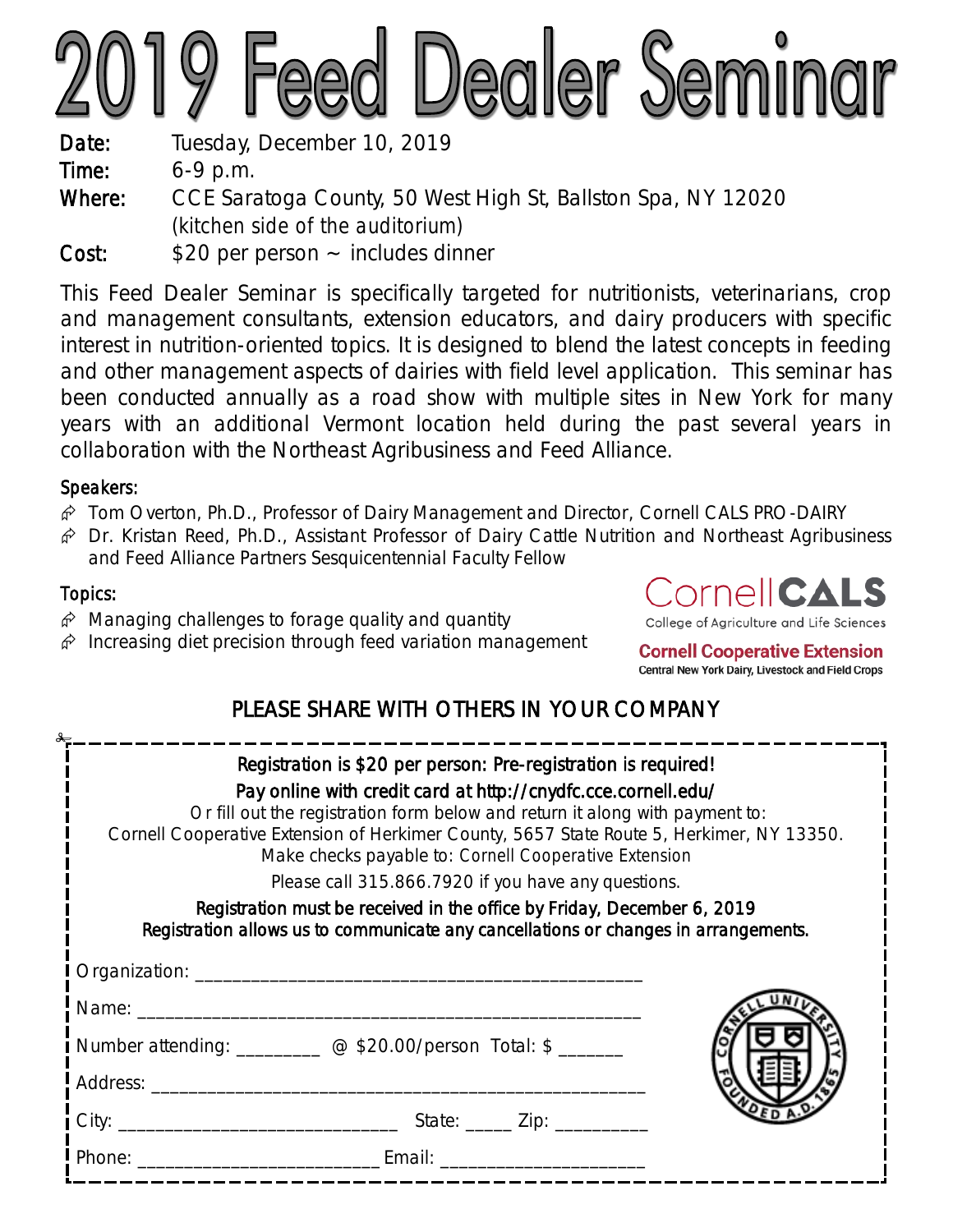# 2019 Feed Dealer Seminar

**Date:** Tuesday, December 10, 2019

**Time:** 6-9 p.m.

**Where:** CCE Saratoga County, 50 West High St, Ballston Spa, NY 12020 (kitchen side of the auditorium)

**Cost:** $20 per person ~ includes dinner

This Feed Dealer Seminar is specifically targeted for nutritionists, veterinarians, crop and management consultants, extension educators, and dairy producers with specific interest in nutrition-oriented topics. It is designed to blend the latest concepts in feeding and other management aspects of dairies with field level application. This seminar has been conducted annually as a road show with multiple sites in New York for many years with an additional Vermont location held during the past several years in collaboration with the Northeast Agribusiness and Feed Alliance.

**Speakers:**

- Tom Overton, Ph.D., Professor of Dairy Management and Director, Cornell CALS PRO-DAIRY
- Dr. Kristan Reed, Ph.D., Assistant Professor of Dairy Cattle Nutrition and Northeast Agribusiness and Feed Alliance Partners Sesquicentennial Faculty Fellow

**Topics:**

- Managing challenges to forage quality and quantity
- Increasing diet precision through feed variation management

Cornell CALS
College of Agriculture and Life Sciences

Cornell Cooperative Extension
Central New York Dairy, Livestock and Field Crops

PLEASE SHARE WITH OTHERS IN YOUR COMPANY

---

**Registration is $20 per person: Pre-registration is required!**

**Pay online with credit card at http://cnydfc.cce.cornell.edu/**

Or fill out the registration form below and return it along with payment to:
Cornell Cooperative Extension of Herkimer County, 5657 State Route 5, Herkimer, NY 13350.
Make checks payable to: Cornell Cooperative Extension

Please call 315.866.7920 if you have any questions.

**Registration must be received in the office by Friday, December 6, 2019**
**Registration allows us to communicate any cancellations or changes in arrangements.**

Organization: ____________________________________________

Name: ____________________________________________

Number attending: ________ @ $20.00/person Total: $ ______

Address: ____________________________________________

City: ___________________________ State: _____ Zip: _________

Phone: _______________________ Email: ____________________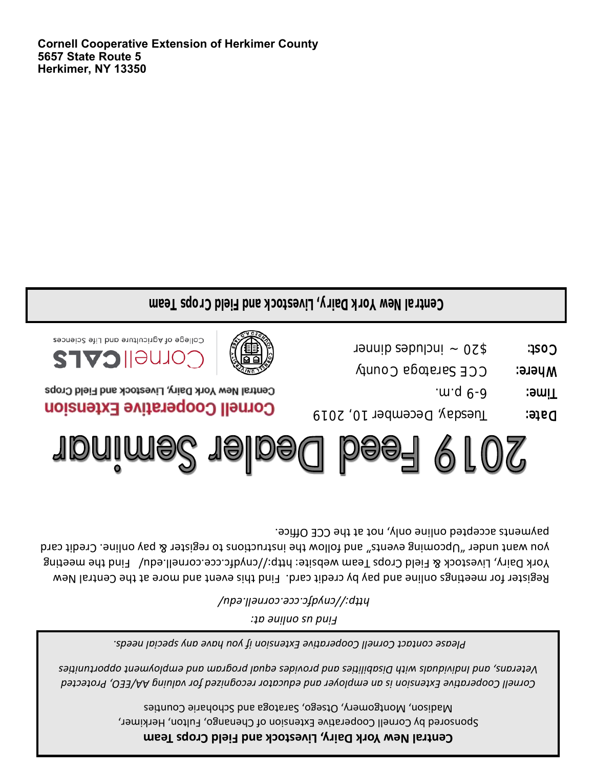Cornell Cooperative Extension of Herkimer County
5657 State Route 5
Herkimer, NY 13350

**Central New York Dairy, Livestock and Field Crops Team**

**Cornell Cooperative Extension**
Central New York Dairy, Livestock and Field Crops

Cornell CALS
College of Agriculture and Life Sciences

# 2019 Feed Dealer Seminar

**Date:** Tuesday, December 10, 2019

**Time:** 6-9 p.m.

**Where:** CCE Saratoga County

**Cost:** $20 ~ includes dinner

Register for meetings online and pay by credit card. Find this event and more at the Central New York Dairy, Livestock & Field Crops Team website: http://cnydfc.cce.cornell.edu/ Find the meeting you want under "Upcoming events" and follow the instructions to register & pay online. Credit card payments accepted online only, not at the CCE Office.

*Find us online at:*

*http://cnydfc.cce.cornell.edu/*

**Central New York Dairy, Livestock and Field Crops Team**

Sponsored by Cornell Cooperative Extension of Chenango, Fulton, Herkimer, Madison, Montgomery, Otsego, Saratoga and Schoharie Counties

*Cornell Cooperative Extension is an employer and educator recognized for valuing AA/EEO, Protected Veterans, and Individuals with Disabilities and provides equal program and employment opportunities*

*Please contact Cornell Cooperative Extension if you have any special needs.*